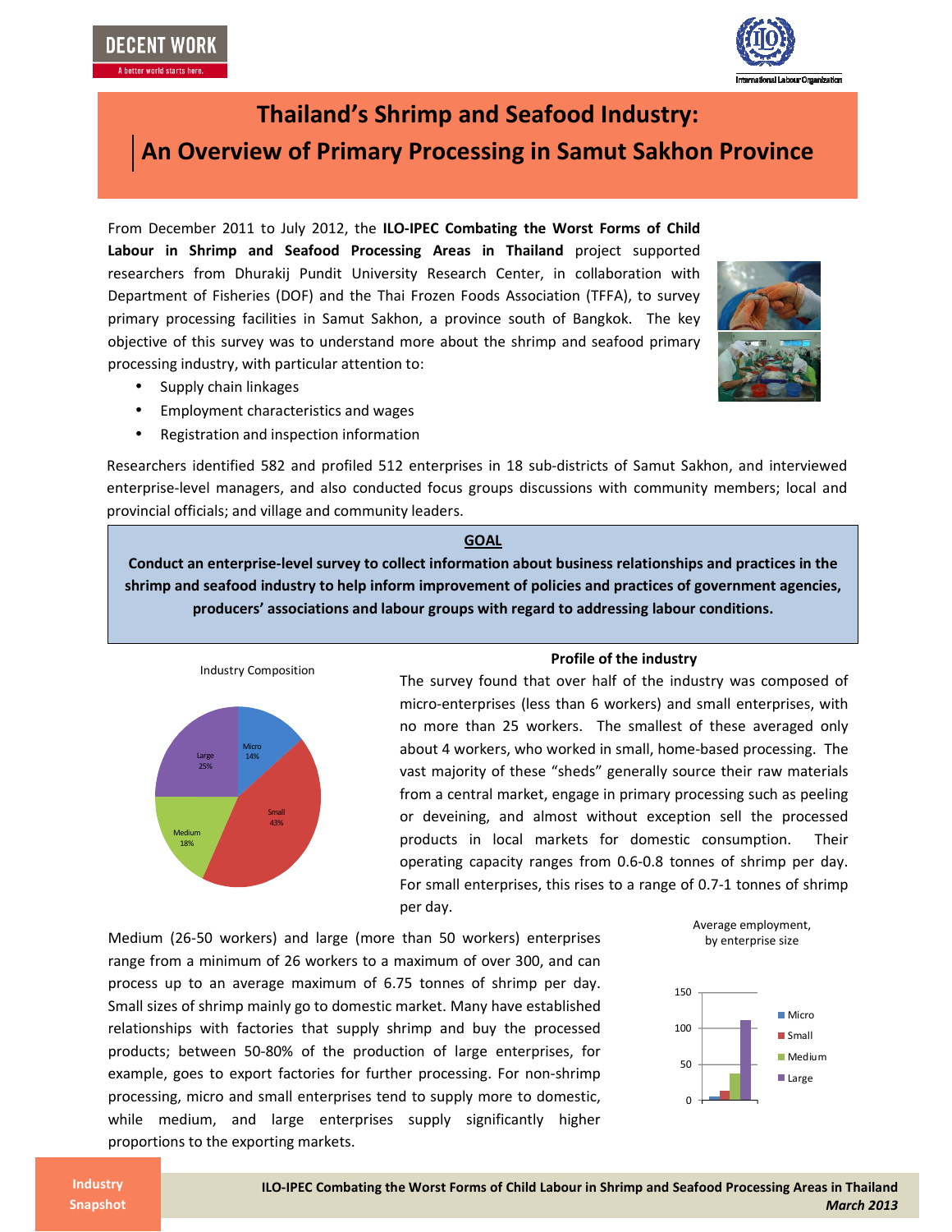DECENT WORK

A better world starts here.

# Thailand's Shrimp and Seafood Industry: An Overview of Primary Processing in Samut Sakhon Province

From December 2011 to July 2012, the **ILO-IPEC Combating the Worst Forms of Child Labour in Shrimp and Seafood Processing Areas in Thailand** project supported researchers from Dhurakij Pundit University Research Center, in collaboration with Department of Fisheries (DOF) and the Thai Frozen Foods Association (TFFA), to survey primary processing facilities in Samut Sakhon, a province south of Bangkok. The key objective of this survey was to understand more about the shrimp and seafood primary processing industry, with particular attention to:

- Supply chain linkages
- Employment characteristics and wages
- Registration and inspection information

Researchers identified 582 and profiled 512 enterprises in 18 sub-districts of Samut Sakhon, and interviewed enterprise-level managers, and also conducted focus groups discussions with community members; local and provincial officials; and village and community leaders.

**GOAL**

**Conduct an enterprise-level survey to collect information about business relationships and practices in the shrimp and seafood industry to help inform improvement of policies and practices of government agencies, producers' associations and labour groups with regard to addressing labour conditions.**

Industry Composition

| Size | Share |
|---|---|
| Micro | 14% |
| Small | 43% |
| Medium | 18% |
| Large | 25% |

### Profile of the industry

The survey found that over half of the industry was composed of micro-enterprises (less than 6 workers) and small enterprises, with no more than 25 workers. The smallest of these averaged only about 4 workers, who worked in small, home-based processing. The vast majority of these "sheds" generally source their raw materials from a central market, engage in primary processing such as peeling or deveining, and almost without exception sell the processed products in local markets for domestic consumption. Their operating capacity ranges from 0.6-0.8 tonnes of shrimp per day. For small enterprises, this rises to a range of 0.7-1 tonnes of shrimp per day.

Medium (26-50 workers) and large (more than 50 workers) enterprises range from a minimum of 26 workers to a maximum of over 300, and can process up to an average maximum of 6.75 tonnes of shrimp per day. Small sizes of shrimp mainly go to domestic market. Many have established relationships with factories that supply shrimp and buy the processed products; between 50-80% of the production of large enterprises, for example, goes to export factories for further processing. For non-shrimp processing, micro and small enterprises tend to supply more to domestic, while medium, and large enterprises supply significantly higher proportions to the exporting markets.

Average employment, by enterprise size

(Bar chart, y-axis 0–150: Micro, Small, Medium, Large)

**Industry Snapshot**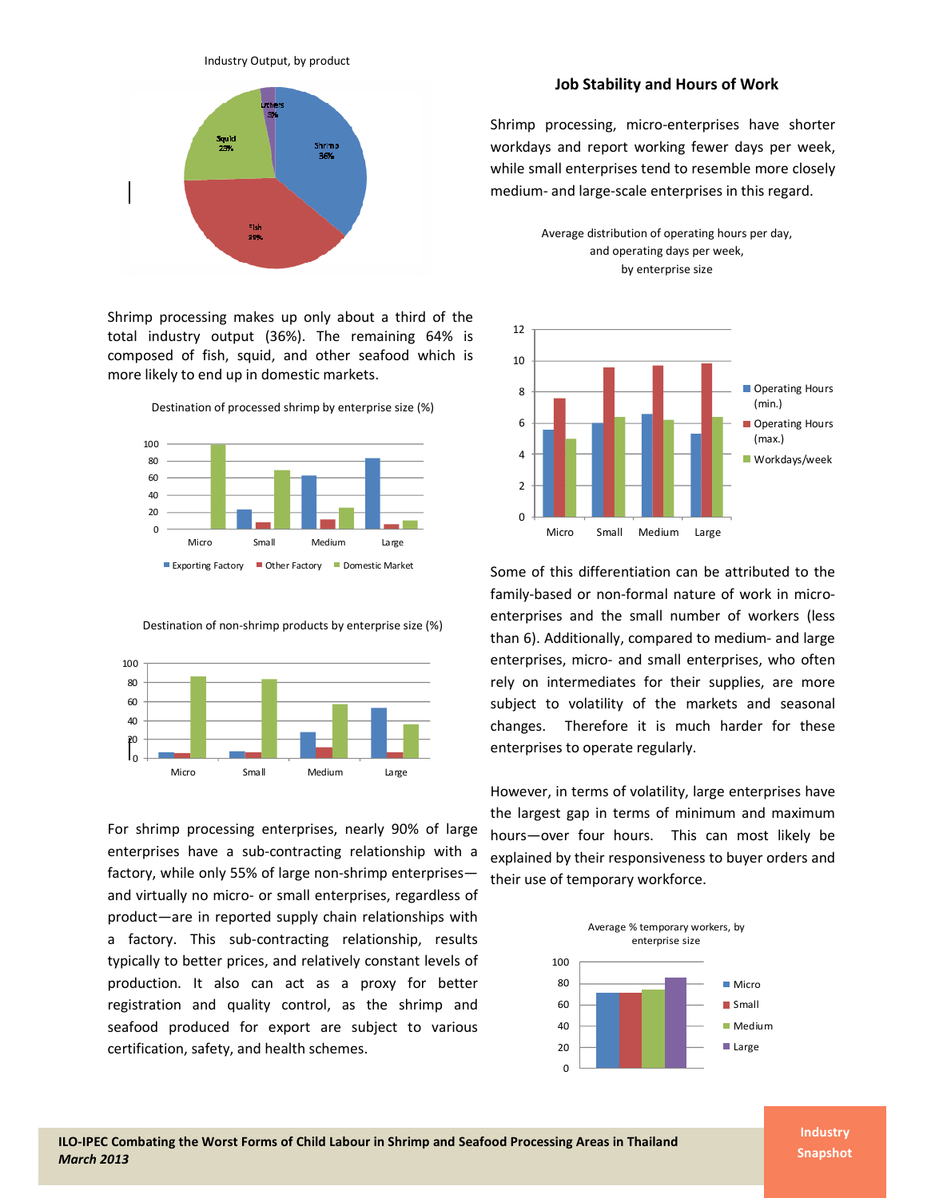Industry Output, by product

Shrimp processing makes up only about a third of the total industry output (36%). The remaining 64% is composed of fish, squid, and other seafood which is more likely to end up in domestic markets.

Destination of processed shrimp by enterprise size (%)

Destination of non-shrimp products by enterprise size (%)

For shrimp processing enterprises, nearly 90% of large enterprises have a sub-contracting relationship with a factory, while only 55% of large non-shrimp enterprises—and virtually no micro- or small enterprises, regardless of product—are in reported supply chain relationships with a factory. This sub-contracting relationship, results typically to better prices, and relatively constant levels of production. It also can act as a proxy for better registration and quality control, as the shrimp and seafood produced for export are subject to various certification, safety, and health schemes.

## Job Stability and Hours of Work

Shrimp processing, micro-enterprises have shorter workdays and report working fewer days per week, while small enterprises tend to resemble more closely medium- and large-scale enterprises in this regard.

Average distribution of operating hours per day, and operating days per week, by enterprise size

Some of this differentiation can be attributed to the family-based or non-formal nature of work in micro-enterprises and the small number of workers (less than 6). Additionally, compared to medium- and large enterprises, micro- and small enterprises, who often rely on intermediates for their supplies, are more subject to volatility of the markets and seasonal changes. Therefore it is much harder for these enterprises to operate regularly.

However, in terms of volatility, large enterprises have the largest gap in terms of minimum and maximum hours—over four hours. This can most likely be explained by their responsiveness to buyer orders and their use of temporary workforce.

Average % temporary workers, by enterprise size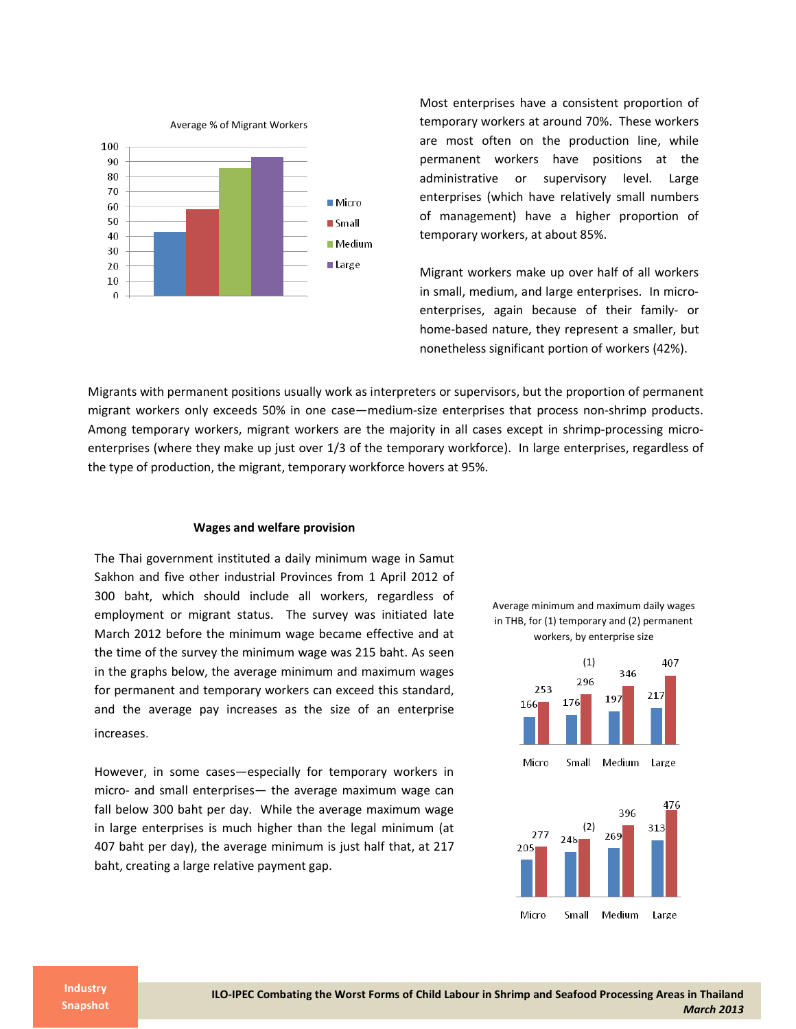Average % of Migrant Workers

Most enterprises have a consistent proportion of temporary workers at around 70%. These workers are most often on the production line, while permanent workers have positions at the administrative or supervisory level. Large enterprises (which have relatively small numbers of management) have a higher proportion of temporary workers, at about 85%.

Migrant workers make up over half of all workers in small, medium, and large enterprises. In micro-enterprises, again because of their family- or home-based nature, they represent a smaller, but nonetheless significant portion of workers (42%).

Migrants with permanent positions usually work as interpreters or supervisors, but the proportion of permanent migrant workers only exceeds 50% in one case—medium-size enterprises that process non-shrimp products. Among temporary workers, migrant workers are the majority in all cases except in shrimp-processing micro-enterprises (where they make up just over 1/3 of the temporary workforce). In large enterprises, regardless of the type of production, the migrant, temporary workforce hovers at 95%.

### Wages and welfare provision

The Thai government instituted a daily minimum wage in Samut Sakhon and five other industrial Provinces from 1 April 2012 of 300 baht, which should include all workers, regardless of employment or migrant status. The survey was initiated late March 2012 before the minimum wage became effective and at the time of the survey the minimum wage was 215 baht. As seen in the graphs below, the average minimum and maximum wages for permanent and temporary workers can exceed this standard, and the average pay increases as the size of an enterprise increases.

However, in some cases—especially for temporary workers in micro- and small enterprises— the average maximum wage can fall below 300 baht per day. While the average maximum wage in large enterprises is much higher than the legal minimum (at 407 baht per day), the average minimum is just half that, at 217 baht, creating a large relative payment gap.

Average minimum and maximum daily wages in THB, for (1) temporary and (2) permanent workers, by enterprise size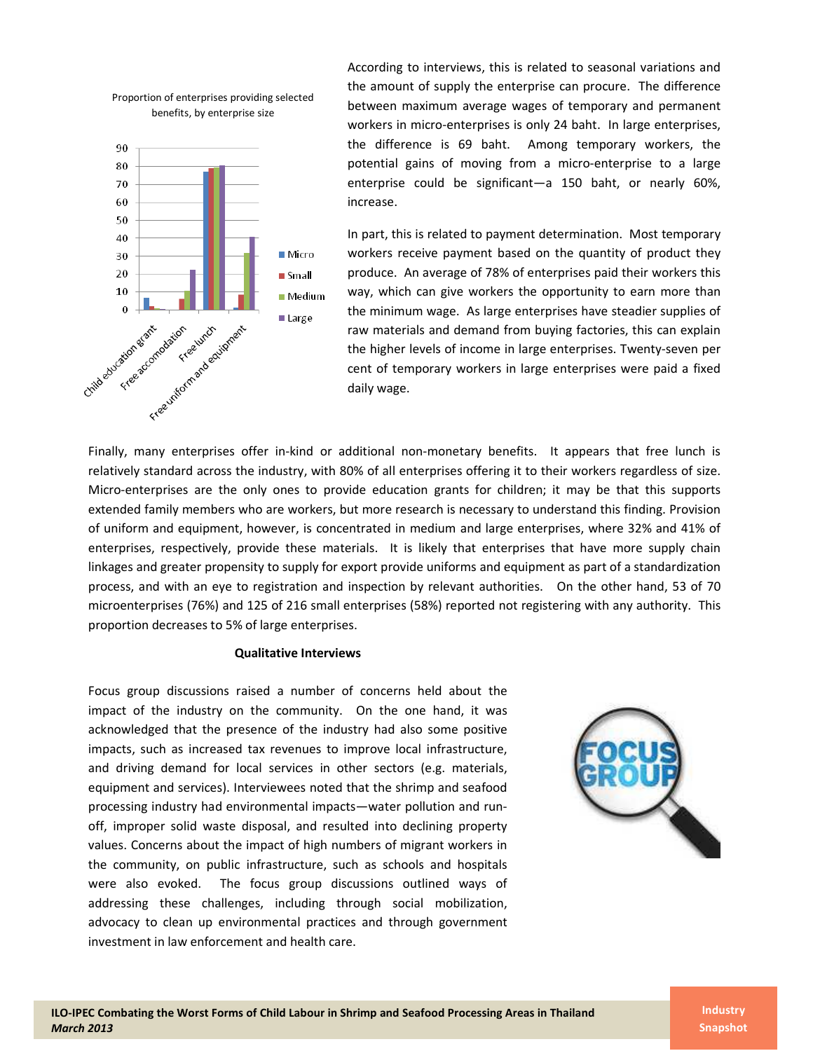Proportion of enterprises providing selected benefits, by enterprise size

According to interviews, this is related to seasonal variations and the amount of supply the enterprise can procure. The difference between maximum average wages of temporary and permanent workers in micro-enterprises is only 24 baht. In large enterprises, the difference is 69 baht. Among temporary workers, the potential gains of moving from a micro-enterprise to a large enterprise could be significant—a 150 baht, or nearly 60%, increase.

In part, this is related to payment determination. Most temporary workers receive payment based on the quantity of product they produce. An average of 78% of enterprises paid their workers this way, which can give workers the opportunity to earn more than the minimum wage. As large enterprises have steadier supplies of raw materials and demand from buying factories, this can explain the higher levels of income in large enterprises. Twenty-seven per cent of temporary workers in large enterprises were paid a fixed daily wage.

Finally, many enterprises offer in-kind or additional non-monetary benefits. It appears that free lunch is relatively standard across the industry, with 80% of all enterprises offering it to their workers regardless of size. Micro-enterprises are the only ones to provide education grants for children; it may be that this supports extended family members who are workers, but more research is necessary to understand this finding. Provision of uniform and equipment, however, is concentrated in medium and large enterprises, where 32% and 41% of enterprises, respectively, provide these materials. It is likely that enterprises that have more supply chain linkages and greater propensity to supply for export provide uniforms and equipment as part of a standardization process, and with an eye to registration and inspection by relevant authorities. On the other hand, 53 of 70 microenterprises (76%) and 125 of 216 small enterprises (58%) reported not registering with any authority. This proportion decreases to 5% of large enterprises.

## Qualitative Interviews

Focus group discussions raised a number of concerns held about the impact of the industry on the community. On the one hand, it was acknowledged that the presence of the industry had also some positive impacts, such as increased tax revenues to improve local infrastructure, and driving demand for local services in other sectors (e.g. materials, equipment and services). Interviewees noted that the shrimp and seafood processing industry had environmental impacts—water pollution and run-off, improper solid waste disposal, and resulted into declining property values. Concerns about the impact of high numbers of migrant workers in the community, on public infrastructure, such as schools and hospitals were also evoked. The focus group discussions outlined ways of addressing these challenges, including through social mobilization, advocacy to clean up environmental practices and through government investment in law enforcement and health care.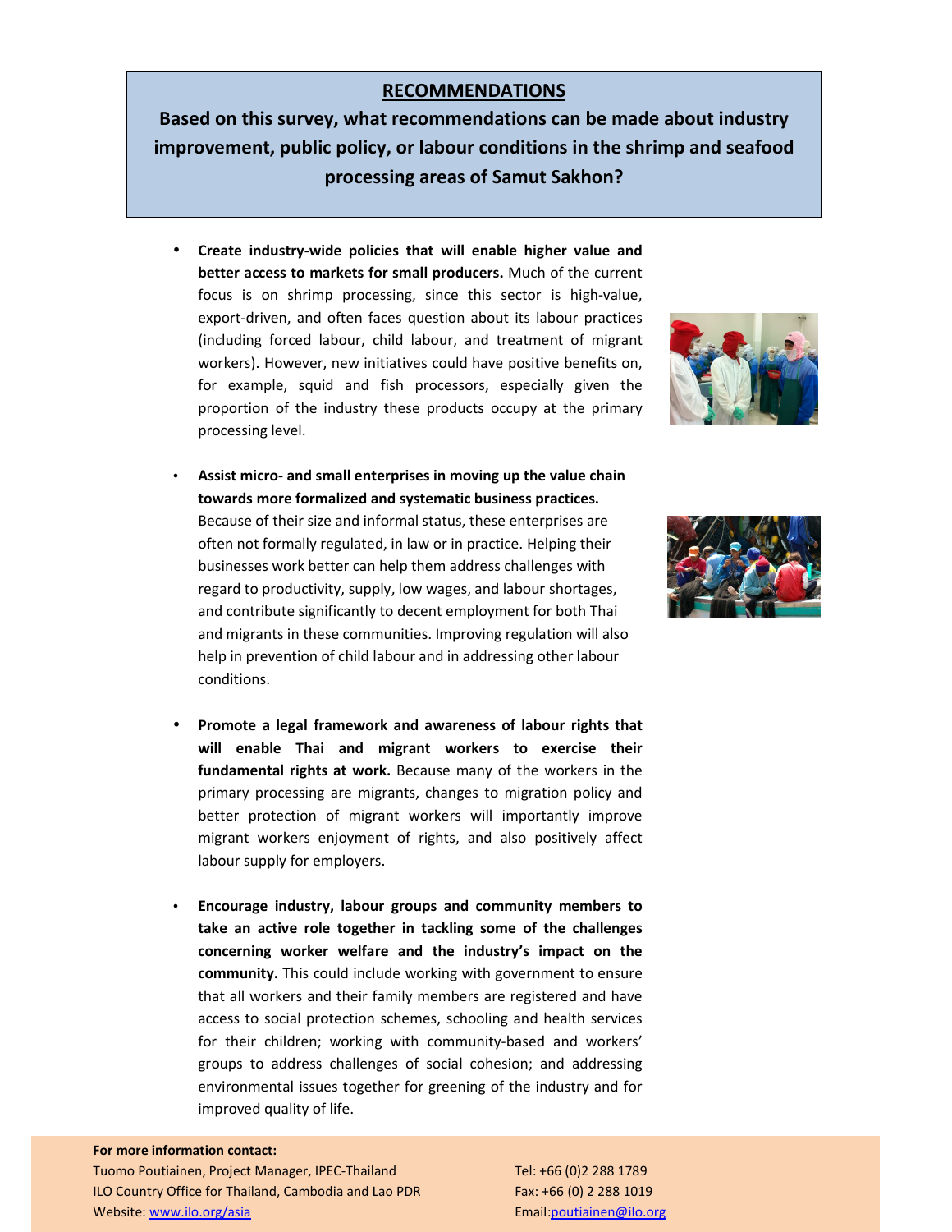## RECOMMENDATIONS

**Based on this survey, what recommendations can be made about industry improvement, public policy, or labour conditions in the shrimp and seafood processing areas of Samut Sakhon?**

- **Create industry-wide policies that will enable higher value and better access to markets for small producers.** Much of the current focus is on shrimp processing, since this sector is high-value, export-driven, and often faces question about its labour practices (including forced labour, child labour, and treatment of migrant workers). However, new initiatives could have positive benefits on, for example, squid and fish processors, especially given the proportion of the industry these products occupy at the primary processing level.

- **Assist micro- and small enterprises in moving up the value chain towards more formalized and systematic business practices.** Because of their size and informal status, these enterprises are often not formally regulated, in law or in practice. Helping their businesses work better can help them address challenges with regard to productivity, supply, low wages, and labour shortages, and contribute significantly to decent employment for both Thai and migrants in these communities. Improving regulation will also help in prevention of child labour and in addressing other labour conditions.

- **Promote a legal framework and awareness of labour rights that will enable Thai and migrant workers to exercise their fundamental rights at work.** Because many of the workers in the primary processing are migrants, changes to migration policy and better protection of migrant workers will importantly improve migrant workers enjoyment of rights, and also positively affect labour supply for employers.

- **Encourage industry, labour groups and community members to take an active role together in tackling some of the challenges concerning worker welfare and the industry's impact on the community.** This could include working with government to ensure that all workers and their family members are registered and have access to social protection schemes, schooling and health services for their children; working with community-based and workers' groups to address challenges of social cohesion; and addressing environmental issues together for greening of the industry and for improved quality of life.

**For more information contact:**

Tuomo Poutiainen, Project Manager, IPEC-Thailand
ILO Country Office for Thailand, Cambodia and Lao PDR
Website: www.ilo.org/asia

Tel: +66 (0)2 288 1789
Fax: +66 (0) 2 288 1019
Email:poutiainen@ilo.org